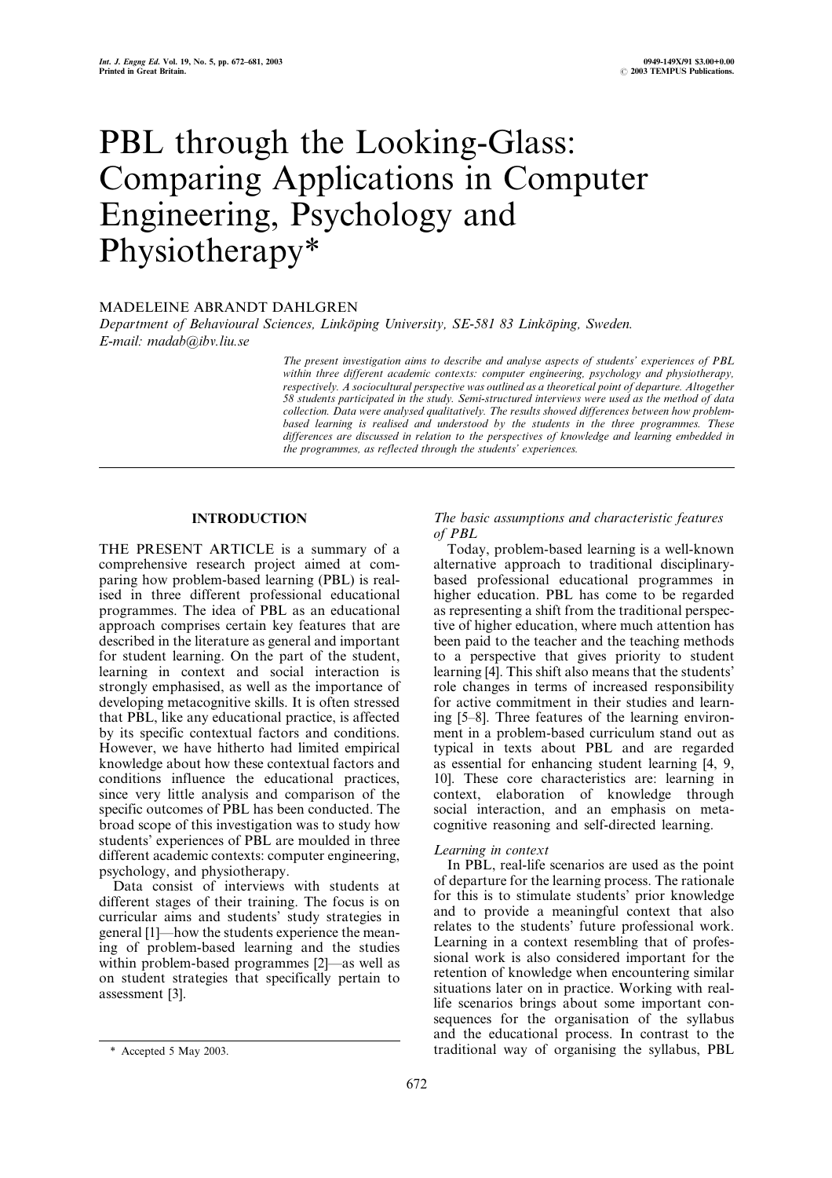# PBL through the Looking-Glass: Comparing Applications in Computer Engineering, Psychology and Physiotherapy*

MADELEINE ABRANDT DAHLGREN

*Department of Behavioural Sciences, Linköping University, SE-581 83 Linköping, Sweden. E-mail: madab@ibv.liu.se*

*The present investigation aims to describe and analyse aspects of students' experiences of PBL within three different academic contexts: computer engineering, psychology and physiotherapy, respectively. A sociocultural perspective was outlined as a theoretical point of departure. Altogether 58 students participated in the study. Semi-structured interviews were used as the method of data collection. Data were analysed qualitatively. The results showed differences between how problem-based learning is realised and understood by the students in the three programmes. These differences are discussed in relation to the perspectives of knowledge and learning embedded in the programmes, as reflected through the students' experiences.*

## INTRODUCTION

THE PRESENT ARTICLE is a summary of a comprehensive research project aimed at comparing how problem-based learning (PBL) is realised in three different professional educational programmes. The idea of PBL as an educational approach comprises certain key features that are described in the literature as general and important for student learning. On the part of the student, learning in context and social interaction is strongly emphasised, as well as the importance of developing metacognitive skills. It is often stressed that PBL, like any educational practice, is affected by its specific contextual factors and conditions. However, we have hitherto had limited empirical knowledge about how these contextual factors and conditions influence the educational practices, since very little analysis and comparison of the specific outcomes of PBL has been conducted. The broad scope of this investigation was to study how students' experiences of PBL are moulded in three different academic contexts: computer engineering, psychology, and physiotherapy.

Data consist of interviews with students at different stages of their training. The focus is on curricular aims and students' study strategies in general [1]—how the students experience the meaning of problem-based learning and the studies within problem-based programmes [2]—as well as on student strategies that specifically pertain to assessment [3].

\* Accepted 5 May 2003.

### *The basic assumptions and characteristic features of PBL*

Today, problem-based learning is a well-known alternative approach to traditional disciplinary-based professional educational programmes in higher education. PBL has come to be regarded as representing a shift from the traditional perspective of higher education, where much attention has been paid to the teacher and the teaching methods to a perspective that gives priority to student learning [4]. This shift also means that the students' role changes in terms of increased responsibility for active commitment in their studies and learning [5–8]. Three features of the learning environment in a problem-based curriculum stand out as typical in texts about PBL and are regarded as essential for enhancing student learning [4, 9, 10]. These core characteristics are: learning in context, elaboration of knowledge through social interaction, and an emphasis on metacognitive reasoning and self-directed learning.

#### *Learning in context*

In PBL, real-life scenarios are used as the point of departure for the learning process. The rationale for this is to stimulate students' prior knowledge and to provide a meaningful context that also relates to the students' future professional work. Learning in a context resembling that of professional work is also considered important for the retention of knowledge when encountering similar situations later on in practice. Working with real-life scenarios brings about some important consequences for the organisation of the syllabus and the educational process. In contrast to the traditional way of organising the syllabus, PBL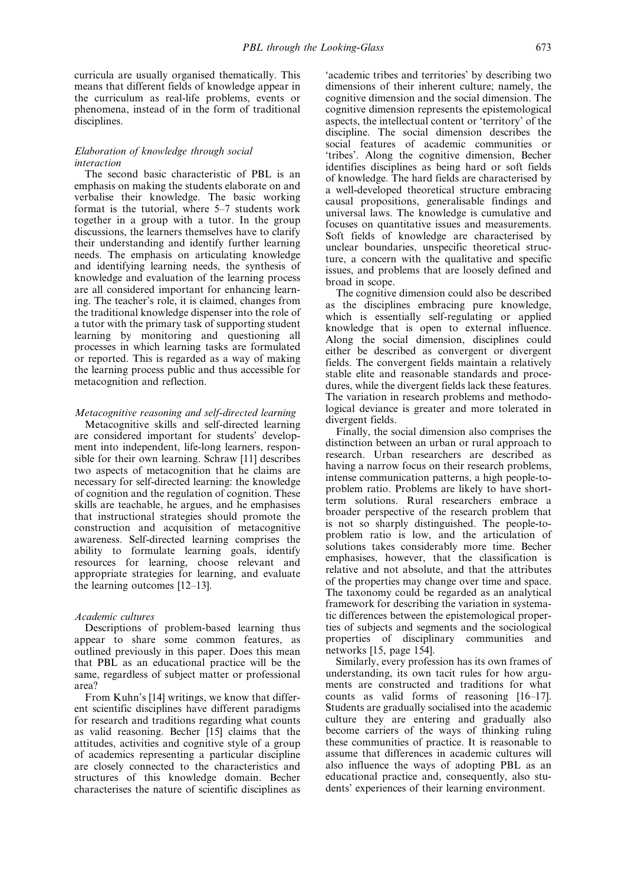curricula are usually organised thematically. This means that different fields of knowledge appear in the curriculum as real-life problems, events or phenomena, instead of in the form of traditional disciplines.

*Elaboration of knowledge through social interaction*

The second basic characteristic of PBL is an emphasis on making the students elaborate on and verbalise their knowledge. The basic working format is the tutorial, where 5–7 students work together in a group with a tutor. In the group discussions, the learners themselves have to clarify their understanding and identify further learning needs. The emphasis on articulating knowledge and identifying learning needs, the synthesis of knowledge and evaluation of the learning process are all considered important for enhancing learning. The teacher's role, it is claimed, changes from the traditional knowledge dispenser into the role of a tutor with the primary task of supporting student learning by monitoring and questioning all processes in which learning tasks are formulated or reported. This is regarded as a way of making the learning process public and thus accessible for metacognition and reflection.

*Metacognitive reasoning and self-directed learning*

Metacognitive skills and self-directed learning are considered important for students' development into independent, life-long learners, responsible for their own learning. Schraw [11] describes two aspects of metacognition that he claims are necessary for self-directed learning: the knowledge of cognition and the regulation of cognition. These skills are teachable, he argues, and he emphasises that instructional strategies should promote the construction and acquisition of metacognitive awareness. Self-directed learning comprises the ability to formulate learning goals, identify resources for learning, choose relevant and appropriate strategies for learning, and evaluate the learning outcomes [12–13].

*Academic cultures*

Descriptions of problem-based learning thus appear to share some common features, as outlined previously in this paper. Does this mean that PBL as an educational practice will be the same, regardless of subject matter or professional area?

From Kuhn's [14] writings, we know that different scientific disciplines have different paradigms for research and traditions regarding what counts as valid reasoning. Becher [15] claims that the attitudes, activities and cognitive style of a group of academics representing a particular discipline are closely connected to the characteristics and structures of this knowledge domain. Becher characterises the nature of scientific disciplines as 'academic tribes and territories' by describing two dimensions of their inherent culture; namely, the cognitive dimension and the social dimension. The cognitive dimension represents the epistemological aspects, the intellectual content or 'territory' of the discipline. The social dimension describes the social features of academic communities or 'tribes'. Along the cognitive dimension, Becher identifies disciplines as being hard or soft fields of knowledge. The hard fields are characterised by a well-developed theoretical structure embracing causal propositions, generalisable findings and universal laws. The knowledge is cumulative and focuses on quantitative issues and measurements. Soft fields of knowledge are characterised by unclear boundaries, unspecific theoretical structure, a concern with the qualitative and specific issues, and problems that are loosely defined and broad in scope.

The cognitive dimension could also be described as the disciplines embracing pure knowledge, which is essentially self-regulating or applied knowledge that is open to external influence. Along the social dimension, disciplines could either be described as convergent or divergent fields. The convergent fields maintain a relatively stable elite and reasonable standards and procedures, while the divergent fields lack these features. The variation in research problems and methodological deviance is greater and more tolerated in divergent fields.

Finally, the social dimension also comprises the distinction between an urban or rural approach to research. Urban researchers are described as having a narrow focus on their research problems, intense communication patterns, a high people-to-problem ratio. Problems are likely to have short-term solutions. Rural researchers embrace a broader perspective of the research problem that is not so sharply distinguished. The people-to-problem ratio is low, and the articulation of solutions takes considerably more time. Becher emphasises, however, that the classification is relative and not absolute, and that the attributes of the properties may change over time and space. The taxonomy could be regarded as an analytical framework for describing the variation in systematic differences between the epistemological properties of subjects and segments and the sociological properties of disciplinary communities and networks [15, page 154].

Similarly, every profession has its own frames of understanding, its own tacit rules for how arguments are constructed and traditions for what counts as valid forms of reasoning [16–17]. Students are gradually socialised into the academic culture they are entering and gradually also become carriers of the ways of thinking ruling these communities of practice. It is reasonable to assume that differences in academic cultures will also influence the ways of adopting PBL as an educational practice and, consequently, also students' experiences of their learning environment.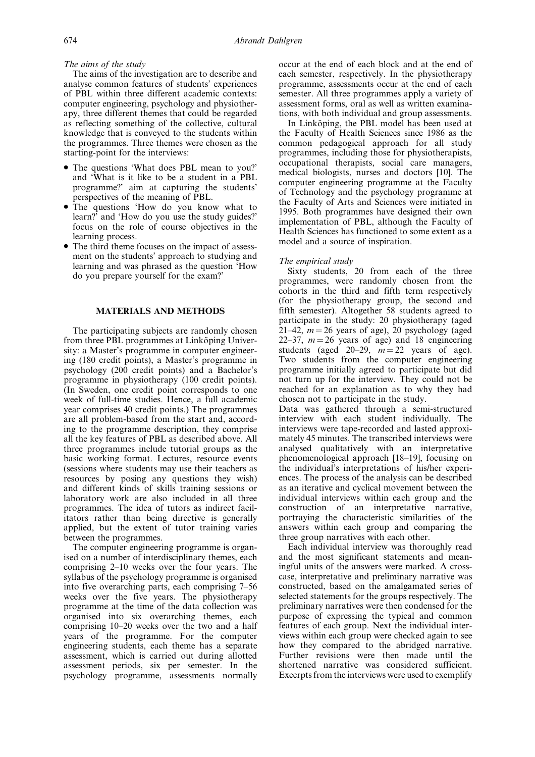*The aims of the study*

The aims of the investigation are to describe and analyse common features of students' experiences of PBL within three different academic contexts: computer engineering, psychology and physiotherapy, three different themes that could be regarded as reflecting something of the collective, cultural knowledge that is conveyed to the students within the programmes. Three themes were chosen as the starting-point for the interviews:

- The questions 'What does PBL mean to you?' and 'What is it like to be a student in a PBL programme?' aim at capturing the students' perspectives of the meaning of PBL.
- The questions 'How do you know what to learn?' and 'How do you use the study guides?' focus on the role of course objectives in the learning process.
- The third theme focuses on the impact of assessment on the students' approach to studying and learning and was phrased as the question 'How do you prepare yourself for the exam?'

## MATERIALS AND METHODS

The participating subjects are randomly chosen from three PBL programmes at Linköping University: a Master's programme in computer engineering (180 credit points), a Master's programme in psychology (200 credit points) and a Bachelor's programme in physiotherapy (100 credit points). (In Sweden, one credit point corresponds to one week of full-time studies. Hence, a full academic year comprises 40 credit points.) The programmes are all problem-based from the start and, according to the programme description, they comprise all the key features of PBL as described above. All three programmes include tutorial groups as the basic working format. Lectures, resource events (sessions where students may use their teachers as resources by posing any questions they wish) and different kinds of skills training sessions or laboratory work are also included in all three programmes. The idea of tutors as indirect facilitators rather than being directive is generally applied, but the extent of tutor training varies between the programmes.

The computer engineering programme is organised on a number of interdisciplinary themes, each comprising 2–10 weeks over the four years. The syllabus of the psychology programme is organised into five overarching parts, each comprising 7–56 weeks over the five years. The physiotherapy programme at the time of the data collection was organised into six overarching themes, each comprising 10–20 weeks over the two and a half years of the programme. For the computer engineering students, each theme has a separate assessment, which is carried out during allotted assessment periods, six per semester. In the psychology programme, assessments normally occur at the end of each block and at the end of each semester, respectively. In the physiotherapy programme, assessments occur at the end of each semester. All three programmes apply a variety of assessment forms, oral as well as written examinations, with both individual and group assessments.

In Linköping, the PBL model has been used at the Faculty of Health Sciences since 1986 as the common pedagogical approach for all study programmes, including those for physiotherapists, occupational therapists, social care managers, medical biologists, nurses and doctors [10]. The computer engineering programme at the Faculty of Technology and the psychology programme at the Faculty of Arts and Sciences were initiated in 1995. Both programmes have designed their own implementation of PBL, although the Faculty of Health Sciences has functioned to some extent as a model and a source of inspiration.

*The empirical study*

Sixty students, 20 from each of the three programmes, were randomly chosen from the cohorts in the third and fifth term respectively (for the physiotherapy group, the second and fifth semester). Altogether 58 students agreed to participate in the study: 20 physiotherapy (aged 21–42, $m = 26$ years of age), 20 psychology (aged 22–37, $m = 26$ years of age) and 18 engineering students (aged 20–29, $m = 22$ years of age). Two students from the computer engineering programme initially agreed to participate but did not turn up for the interview. They could not be reached for an explanation as to why they had chosen not to participate in the study.

Data was gathered through a semi-structured interview with each student individually. The interviews were tape-recorded and lasted approximately 45 minutes. The transcribed interviews were analysed qualitatively with an interpretative phenomenological approach [18–19], focusing on the individual's interpretations of his/her experiences. The process of the analysis can be described as an iterative and cyclical movement between the individual interviews within each group and the construction of an interpretative narrative, portraying the characteristic similarities of the answers within each group and comparing the three group narratives with each other.

Each individual interview was thoroughly read and the most significant statements and meaningful units of the answers were marked. A cross-case, interpretative and preliminary narrative was constructed, based on the amalgamated series of selected statements for the groups respectively. The preliminary narratives were then condensed for the purpose of expressing the typical and common features of each group. Next the individual interviews within each group were checked again to see how they compared to the abridged narrative. Further revisions were then made until the shortened narrative was considered sufficient. Excerpts from the interviews were used to exemplify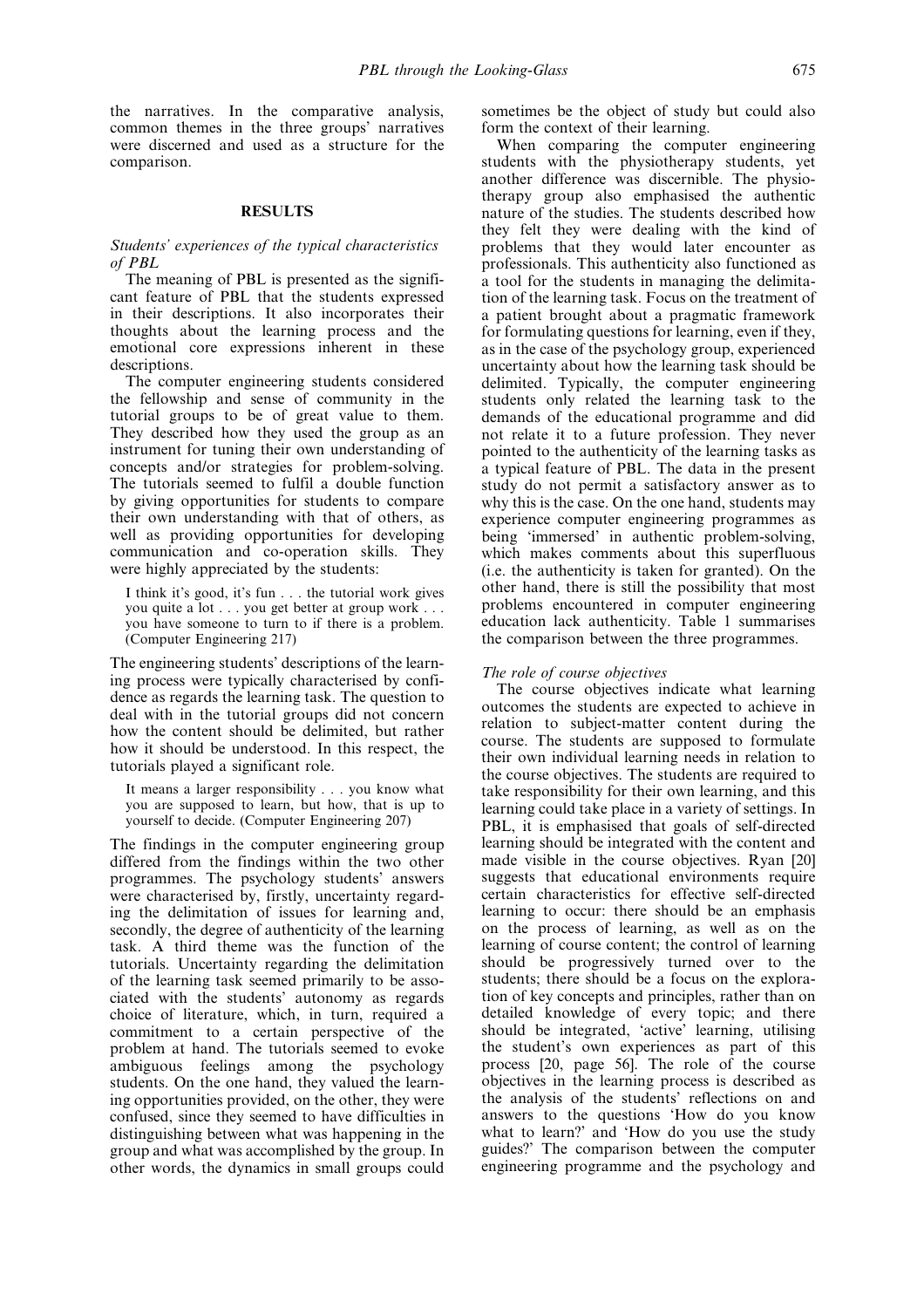the narratives. In the comparative analysis, common themes in the three groups' narratives were discerned and used as a structure for the comparison.

## RESULTS

### *Students' experiences of the typical characteristics of PBL*

The meaning of PBL is presented as the significant feature of PBL that the students expressed in their descriptions. It also incorporates their thoughts about the learning process and the emotional core expressions inherent in these descriptions.

The computer engineering students considered the fellowship and sense of community in the tutorial groups to be of great value to them. They described how they used the group as an instrument for tuning their own understanding of concepts and/or strategies for problem-solving. The tutorials seemed to fulfil a double function by giving opportunities for students to compare their own understanding with that of others, as well as providing opportunities for developing communication and co-operation skills. They were highly appreciated by the students:

> I think it's good, it's fun . . . the tutorial work gives you quite a lot . . . you get better at group work . . . you have someone to turn to if there is a problem. (Computer Engineering 217)

The engineering students' descriptions of the learning process were typically characterised by confidence as regards the learning task. The question to deal with in the tutorial groups did not concern how the content should be delimited, but rather how it should be understood. In this respect, the tutorials played a significant role.

> It means a larger responsibility . . . you know what you are supposed to learn, but how, that is up to yourself to decide. (Computer Engineering 207)

The findings in the computer engineering group differed from the findings within the two other programmes. The psychology students' answers were characterised by, firstly, uncertainty regarding the delimitation of issues for learning and, secondly, the degree of authenticity of the learning task. A third theme was the function of the tutorials. Uncertainty regarding the delimitation of the learning task seemed primarily to be associated with the students' autonomy as regards choice of literature, which, in turn, required a commitment to a certain perspective of the problem at hand. The tutorials seemed to evoke ambiguous feelings among the psychology students. On the one hand, they valued the learning opportunities provided, on the other, they were confused, since they seemed to have difficulties in distinguishing between what was happening in the group and what was accomplished by the group. In other words, the dynamics in small groups could sometimes be the object of study but could also form the context of their learning.

When comparing the computer engineering students with the physiotherapy students, yet another difference was discernible. The physiotherapy group also emphasised the authentic nature of the studies. The students described how they felt they were dealing with the kind of problems that they would later encounter as professionals. This authenticity also functioned as a tool for the students in managing the delimitation of the learning task. Focus on the treatment of a patient brought about a pragmatic framework for formulating questions for learning, even if they, as in the case of the psychology group, experienced uncertainty about how the learning task should be delimited. Typically, the computer engineering students only related the learning task to the demands of the educational programme and did not relate it to a future profession. They never pointed to the authenticity of the learning tasks as a typical feature of PBL. The data in the present study do not permit a satisfactory answer as to why this is the case. On the one hand, students may experience computer engineering programmes as being 'immersed' in authentic problem-solving, which makes comments about this superfluous (i.e. the authenticity is taken for granted). On the other hand, there is still the possibility that most problems encountered in computer engineering education lack authenticity. Table 1 summarises the comparison between the three programmes.

### *The role of course objectives*

The course objectives indicate what learning outcomes the students are expected to achieve in relation to subject-matter content during the course. The students are supposed to formulate their own individual learning needs in relation to the course objectives. The students are required to take responsibility for their own learning, and this learning could take place in a variety of settings. In PBL, it is emphasised that goals of self-directed learning should be integrated with the content and made visible in the course objectives. Ryan [20] suggests that educational environments require certain characteristics for effective self-directed learning to occur: there should be an emphasis on the process of learning, as well as on the learning of course content; the control of learning should be progressively turned over to the students; there should be a focus on the exploration of key concepts and principles, rather than on detailed knowledge of every topic; and there should be integrated, 'active' learning, utilising the student's own experiences as part of this process [20, page 56]. The role of the course objectives in the learning process is described as the analysis of the students' reflections on and answers to the questions 'How do you know what to learn?' and 'How do you use the study guides?' The comparison between the computer engineering programme and the psychology and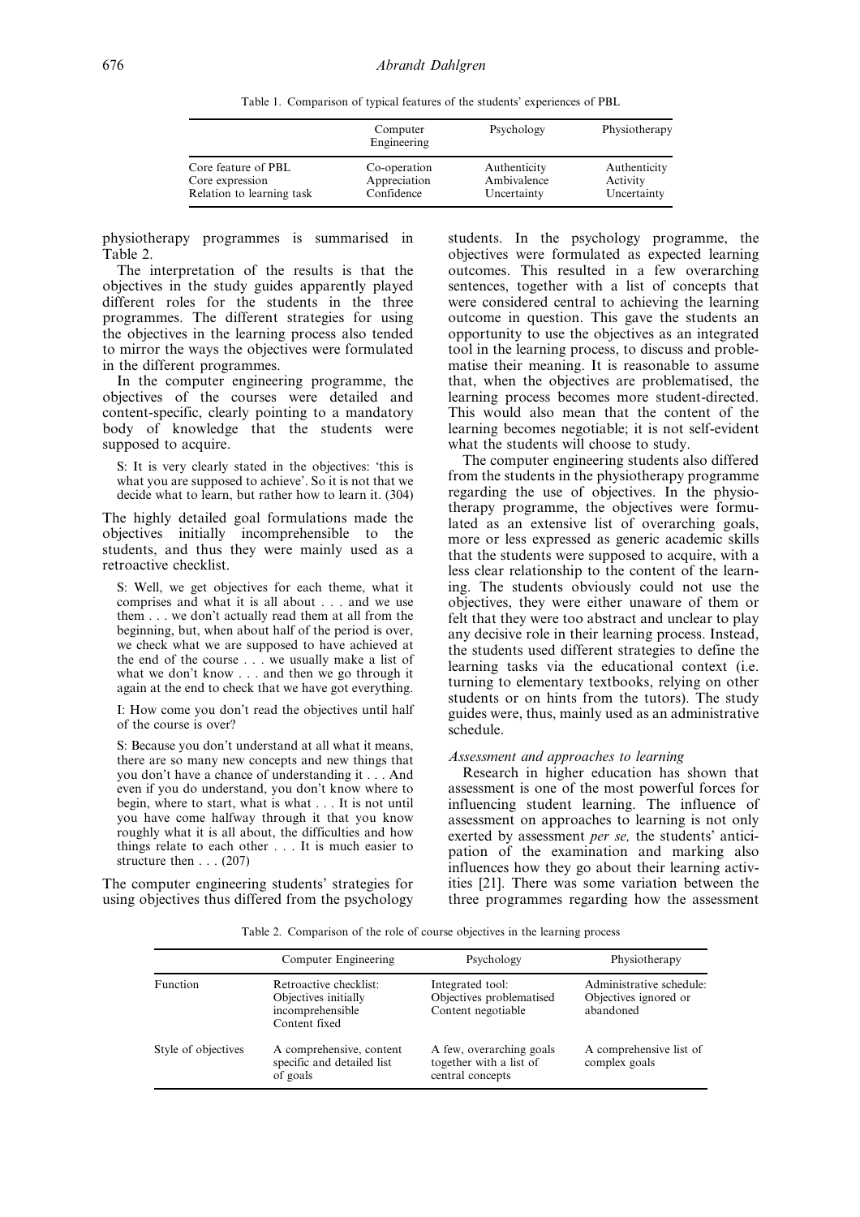Table 1. Comparison of typical features of the students' experiences of PBL

| | Computer Engineering | Psychology | Physiotherapy |
|---|---|---|---|
| Core feature of PBL | Co-operation | Authenticity | Authenticity |
| Core expression | Appreciation | Ambivalence | Activity |
| Relation to learning task | Confidence | Uncertainty | Uncertainty |

physiotherapy programmes is summarised in Table 2.

The interpretation of the results is that the objectives in the study guides apparently played different roles for the students in the three programmes. The different strategies for using the objectives in the learning process also tended to mirror the ways the objectives were formulated in the different programmes.

In the computer engineering programme, the objectives of the courses were detailed and content-specific, clearly pointing to a mandatory body of knowledge that the students were supposed to acquire.

> S: It is very clearly stated in the objectives: 'this is what you are supposed to achieve'. So it is not that we decide what to learn, but rather how to learn it. (304)

The highly detailed goal formulations made the objectives initially incomprehensible to the students, and thus they were mainly used as a retroactive checklist.

> S: Well, we get objectives for each theme, what it comprises and what it is all about . . . and we use them . . . we don't actually read them at all from the beginning, but, when about half of the period is over, we check what we are supposed to have achieved at the end of the course . . . we usually make a list of what we don't know . . . and then we go through it again at the end to check that we have got everything.
>
> I: How come you don't read the objectives until half of the course is over?
>
> S: Because you don't understand at all what it means, there are so many new concepts and new things that you don't have a chance of understanding it . . . And even if you do understand, you don't know where to begin, where to start, what is what . . . It is not until you have come halfway through it that you know roughly what it is all about, the difficulties and how things relate to each other . . . It is much easier to structure then . . . (207)

The computer engineering students' strategies for using objectives thus differed from the psychology students. In the psychology programme, the objectives were formulated as expected learning outcomes. This resulted in a few overarching sentences, together with a list of concepts that were considered central to achieving the learning outcome in question. This gave the students an opportunity to use the objectives as an integrated tool in the learning process, to discuss and problematise their meaning. It is reasonable to assume that, when the objectives are problematised, the learning process becomes more student-directed. This would also mean that the content of the learning becomes negotiable; it is not self-evident what the students will choose to study.

The computer engineering students also differed from the students in the physiotherapy programme regarding the use of objectives. In the physiotherapy programme, the objectives were formulated as an extensive list of overarching goals, more or less expressed as generic academic skills that the students were supposed to acquire, with a less clear relationship to the content of the learning. The students obviously could not use the objectives, they were either unaware of them or felt that they were too abstract and unclear to play any decisive role in their learning process. Instead, the students used different strategies to define the learning tasks via the educational context (i.e. turning to elementary textbooks, relying on other students or on hints from the tutors). The study guides were, thus, mainly used as an administrative schedule.

### *Assessment and approaches to learning*

Research in higher education has shown that assessment is one of the most powerful forces for influencing student learning. The influence of assessment on approaches to learning is not only exerted by assessment *per se,* the students' anticipation of the examination and marking also influences how they go about their learning activities [21]. There was some variation between the three programmes regarding how the assessment

Table 2. Comparison of the role of course objectives in the learning process

| | Computer Engineering | Psychology | Physiotherapy |
|---|---|---|---|
| Function | Retroactive checklist: Objectives initially incomprehensible Content fixed | Integrated tool: Objectives problematised Content negotiable | Administrative schedule: Objectives ignored or abandoned |
| Style of objectives | A comprehensive, content specific and detailed list of goals | A few, overarching goals together with a list of central concepts | A comprehensive list of complex goals |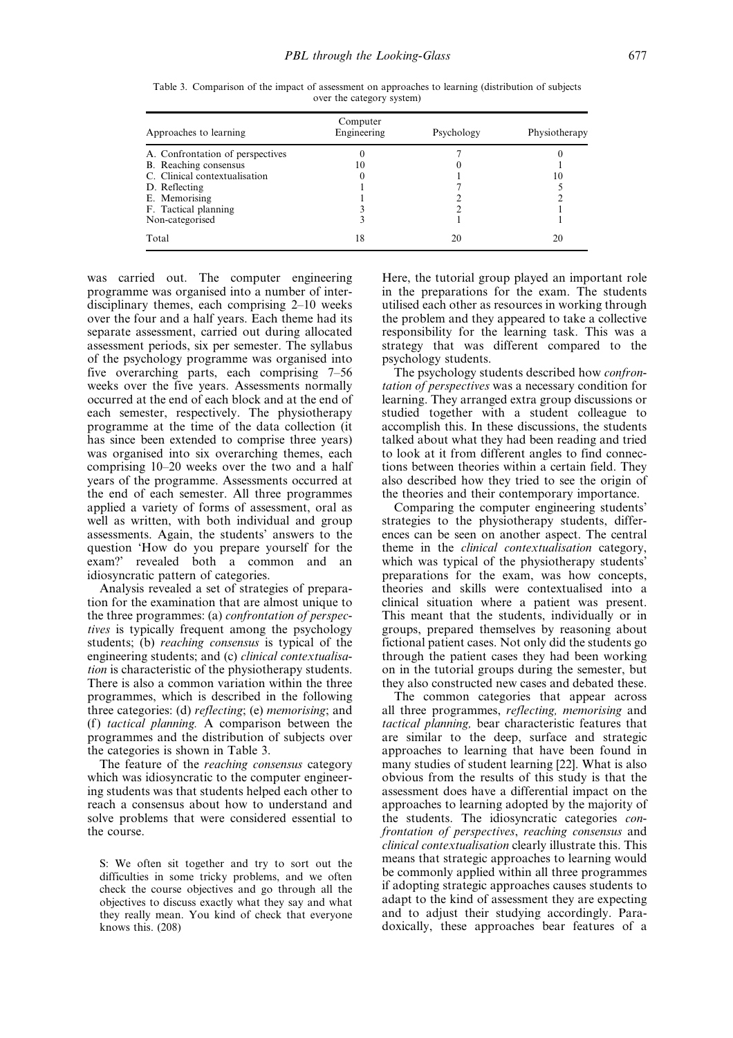Table 3. Comparison of the impact of assessment on approaches to learning (distribution of subjects over the category system)

| Approaches to learning | Computer Engineering | Psychology | Physiotherapy |
|---|---|---|---|
| A. Confrontation of perspectives | 0 | 7 | 0 |
| B. Reaching consensus | 10 | 0 | 1 |
| C. Clinical contextualisation | 0 | 1 | 10 |
| D. Reflecting | 1 | 7 | 5 |
| E. Memorising | 1 | 2 | 2 |
| F. Tactical planning | 3 | 2 | 1 |
| Non-categorised | 3 | 1 | 1 |
| Total | 18 | 20 | 20 |

was carried out. The computer engineering programme was organised into a number of interdisciplinary themes, each comprising 2–10 weeks over the four and a half years. Each theme had its separate assessment, carried out during allocated assessment periods, six per semester. The syllabus of the psychology programme was organised into five overarching parts, each comprising 7–56 weeks over the five years. Assessments normally occurred at the end of each block and at the end of each semester, respectively. The physiotherapy programme at the time of the data collection (it has since been extended to comprise three years) was organised into six overarching themes, each comprising 10–20 weeks over the two and a half years of the programme. Assessments occurred at the end of each semester. All three programmes applied a variety of forms of assessment, oral as well as written, with both individual and group assessments. Again, the students' answers to the question 'How do you prepare yourself for the exam?' revealed both a common and an idiosyncratic pattern of categories.

Analysis revealed a set of strategies of preparation for the examination that are almost unique to the three programmes: (a) *confrontation of perspectives* is typically frequent among the psychology students; (b) *reaching consensus* is typical of the engineering students; and (c) *clinical contextualisation* is characteristic of the physiotherapy students. There is also a common variation within the three programmes, which is described in the following three categories: (d) *reflecting*; (e) *memorising*; and (f) *tactical planning.* A comparison between the programmes and the distribution of subjects over the categories is shown in Table 3.

The feature of the *reaching consensus* category which was idiosyncratic to the computer engineering students was that students helped each other to reach a consensus about how to understand and solve problems that were considered essential to the course.

> S: We often sit together and try to sort out the difficulties in some tricky problems, and we often check the course objectives and go through all the objectives to discuss exactly what they say and what they really mean. You kind of check that everyone knows this. (208)

Here, the tutorial group played an important role in the preparations for the exam. The students utilised each other as resources in working through the problem and they appeared to take a collective responsibility for the learning task. This was a strategy that was different compared to the psychology students.

The psychology students described how *confrontation of perspectives* was a necessary condition for learning. They arranged extra group discussions or studied together with a student colleague to accomplish this. In these discussions, the students talked about what they had been reading and tried to look at it from different angles to find connections between theories within a certain field. They also described how they tried to see the origin of the theories and their contemporary importance.

Comparing the computer engineering students' strategies to the physiotherapy students, differences can be seen on another aspect. The central theme in the *clinical contextualisation* category, which was typical of the physiotherapy students' preparations for the exam, was how concepts, theories and skills were contextualised into a clinical situation where a patient was present. This meant that the students, individually or in groups, prepared themselves by reasoning about fictional patient cases. Not only did the students go through the patient cases they had been working on in the tutorial groups during the semester, but they also constructed new cases and debated these.

The common categories that appear across all three programmes, *reflecting, memorising* and *tactical planning,* bear characteristic features that are similar to the deep, surface and strategic approaches to learning that have been found in many studies of student learning [22]. What is also obvious from the results of this study is that the assessment does have a differential impact on the approaches to learning adopted by the majority of the students. The idiosyncratic categories *confrontation of perspectives*, *reaching consensus* and *clinical contextualisation* clearly illustrate this. This means that strategic approaches to learning would be commonly applied within all three programmes if adopting strategic approaches causes students to adapt to the kind of assessment they are expecting and to adjust their studying accordingly. Paradoxically, these approaches bear features of a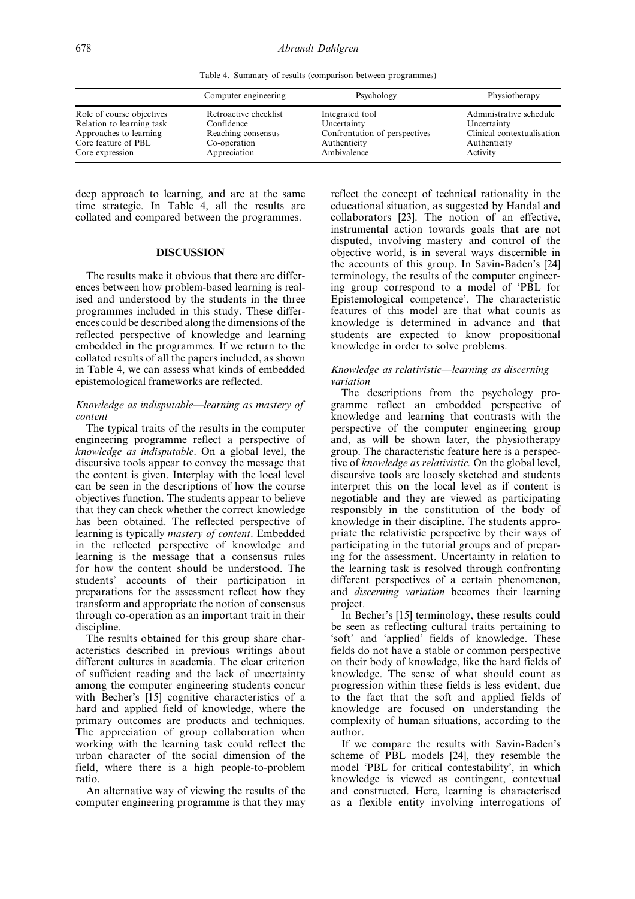Table 4. Summary of results (comparison between programmes)

| | Computer engineering | Psychology | Physiotherapy |
|---|---|---|---|
| Role of course objectives | Retroactive checklist | Integrated tool | Administrative schedule |
| Relation to learning task | Confidence | Uncertainty | Uncertainty |
| Approaches to learning | Reaching consensus | Confrontation of perspectives | Clinical contextualisation |
| Core feature of PBL | Co-operation | Authenticity | Authenticity |
| Core expression | Appreciation | Ambivalence | Activity |

deep approach to learning, and are at the same time strategic. In Table 4, all the results are collated and compared between the programmes.

## DISCUSSION

The results make it obvious that there are differences between how problem-based learning is realised and understood by the students in the three programmes included in this study. These differences could be described along the dimensions of the reflected perspective of knowledge and learning embedded in the programmes. If we return to the collated results of all the papers included, as shown in Table 4, we can assess what kinds of embedded epistemological frameworks are reflected.

### *Knowledge as indisputable—learning as mastery of content*

The typical traits of the results in the computer engineering programme reflect a perspective of *knowledge as indisputable*. On a global level, the discursive tools appear to convey the message that the content is given. Interplay with the local level can be seen in the descriptions of how the course objectives function. The students appear to believe that they can check whether the correct knowledge has been obtained. The reflected perspective of learning is typically *mastery of content*. Embedded in the reflected perspective of knowledge and learning is the message that a consensus rules for how the content should be understood. The students' accounts of their participation in preparations for the assessment reflect how they transform and appropriate the notion of consensus through co-operation as an important trait in their discipline.

The results obtained for this group share characteristics described in previous writings about different cultures in academia. The clear criterion of sufficient reading and the lack of uncertainty among the computer engineering students concur with Becher's [15] cognitive characteristics of a hard and applied field of knowledge, where the primary outcomes are products and techniques. The appreciation of group collaboration when working with the learning task could reflect the urban character of the social dimension of the field, where there is a high people-to-problem ratio.

An alternative way of viewing the results of the computer engineering programme is that they may reflect the concept of technical rationality in the educational situation, as suggested by Handal and collaborators [23]. The notion of an effective, instrumental action towards goals that are not disputed, involving mastery and control of the objective world, is in several ways discernible in the accounts of this group. In Savin-Baden's [24] terminology, the results of the computer engineering group correspond to a model of 'PBL for Epistemological competence'. The characteristic features of this model are that what counts as knowledge is determined in advance and that students are expected to know propositional knowledge in order to solve problems.

### *Knowledge as relativistic—learning as discerning variation*

The descriptions from the psychology programme reflect an embedded perspective of knowledge and learning that contrasts with the perspective of the computer engineering group and, as will be shown later, the physiotherapy group. The characteristic feature here is a perspective of *knowledge as relativistic.* On the global level, discursive tools are loosely sketched and students interpret this on the local level as if content is negotiable and they are viewed as participating responsibly in the constitution of the body of knowledge in their discipline. The students appropriate the relativistic perspective by their ways of participating in the tutorial groups and of preparing for the assessment. Uncertainty in relation to the learning task is resolved through confronting different perspectives of a certain phenomenon, and *discerning variation* becomes their learning project.

In Becher's [15] terminology, these results could be seen as reflecting cultural traits pertaining to 'soft' and 'applied' fields of knowledge. These fields do not have a stable or common perspective on their body of knowledge, like the hard fields of knowledge. The sense of what should count as progression within these fields is less evident, due to the fact that the soft and applied fields of knowledge are focused on understanding the complexity of human situations, according to the author.

If we compare the results with Savin-Baden's scheme of PBL models [24], they resemble the model 'PBL for critical contestability', in which knowledge is viewed as contingent, contextual and constructed. Here, learning is characterised as a flexible entity involving interrogations of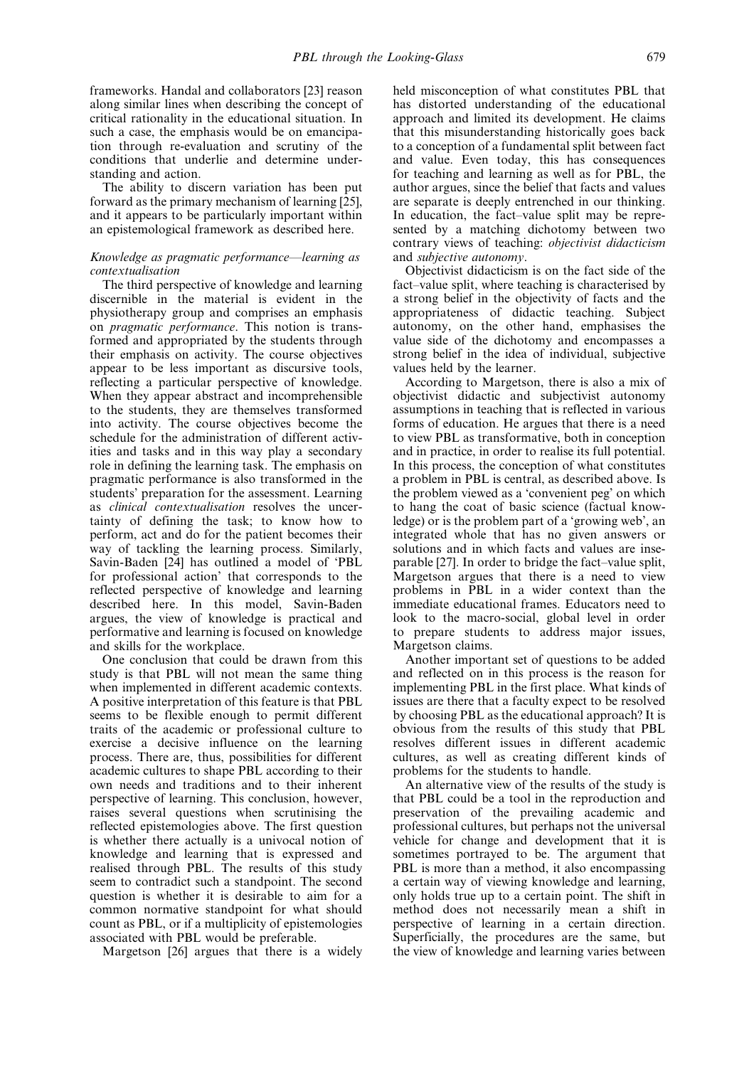frameworks. Handal and collaborators [23] reason along similar lines when describing the concept of critical rationality in the educational situation. In such a case, the emphasis would be on emancipation through re-evaluation and scrutiny of the conditions that underlie and determine understanding and action.

The ability to discern variation has been put forward as the primary mechanism of learning [25], and it appears to be particularly important within an epistemological framework as described here.

*Knowledge as pragmatic performance—learning as contextualisation*

The third perspective of knowledge and learning discernible in the material is evident in the physiotherapy group and comprises an emphasis on *pragmatic performance*. This notion is transformed and appropriated by the students through their emphasis on activity. The course objectives appear to be less important as discursive tools, reflecting a particular perspective of knowledge. When they appear abstract and incomprehensible to the students, they are themselves transformed into activity. The course objectives become the schedule for the administration of different activities and tasks and in this way play a secondary role in defining the learning task. The emphasis on pragmatic performance is also transformed in the students' preparation for the assessment. Learning as *clinical contextualisation* resolves the uncertainty of defining the task; to know how to perform, act and do for the patient becomes their way of tackling the learning process. Similarly, Savin-Baden [24] has outlined a model of 'PBL for professional action' that corresponds to the reflected perspective of knowledge and learning described here. In this model, Savin-Baden argues, the view of knowledge is practical and performative and learning is focused on knowledge and skills for the workplace.

One conclusion that could be drawn from this study is that PBL will not mean the same thing when implemented in different academic contexts. A positive interpretation of this feature is that PBL seems to be flexible enough to permit different traits of the academic or professional culture to exercise a decisive influence on the learning process. There are, thus, possibilities for different academic cultures to shape PBL according to their own needs and traditions and to their inherent perspective of learning. This conclusion, however, raises several questions when scrutinising the reflected epistemologies above. The first question is whether there actually is a univocal notion of knowledge and learning that is expressed and realised through PBL. The results of this study seem to contradict such a standpoint. The second question is whether it is desirable to aim for a common normative standpoint for what should count as PBL, or if a multiplicity of epistemologies associated with PBL would be preferable.

Margetson [26] argues that there is a widely held misconception of what constitutes PBL that has distorted understanding of the educational approach and limited its development. He claims that this misunderstanding historically goes back to a conception of a fundamental split between fact and value. Even today, this has consequences for teaching and learning as well as for PBL, the author argues, since the belief that facts and values are separate is deeply entrenched in our thinking. In education, the fact–value split may be represented by a matching dichotomy between two contrary views of teaching: *objectivist didacticism* and *subjective autonomy*.

Objectivist didacticism is on the fact side of the fact–value split, where teaching is characterised by a strong belief in the objectivity of facts and the appropriateness of didactic teaching. Subject autonomy, on the other hand, emphasises the value side of the dichotomy and encompasses a strong belief in the idea of individual, subjective values held by the learner.

According to Margetson, there is also a mix of objectivist didactic and subjectivist autonomy assumptions in teaching that is reflected in various forms of education. He argues that there is a need to view PBL as transformative, both in conception and in practice, in order to realise its full potential. In this process, the conception of what constitutes a problem in PBL is central, as described above. Is the problem viewed as a 'convenient peg' on which to hang the coat of basic science (factual knowledge) or is the problem part of a 'growing web', an integrated whole that has no given answers or solutions and in which facts and values are inseparable [27]. In order to bridge the fact–value split, Margetson argues that there is a need to view problems in PBL in a wider context than the immediate educational frames. Educators need to look to the macro-social, global level in order to prepare students to address major issues, Margetson claims.

Another important set of questions to be added and reflected on in this process is the reason for implementing PBL in the first place. What kinds of issues are there that a faculty expect to be resolved by choosing PBL as the educational approach? It is obvious from the results of this study that PBL resolves different issues in different academic cultures, as well as creating different kinds of problems for the students to handle.

An alternative view of the results of the study is that PBL could be a tool in the reproduction and preservation of the prevailing academic and professional cultures, but perhaps not the universal vehicle for change and development that it is sometimes portrayed to be. The argument that PBL is more than a method, it also encompassing a certain way of viewing knowledge and learning, only holds true up to a certain point. The shift in method does not necessarily mean a shift in perspective of learning in a certain direction. Superficially, the procedures are the same, but the view of knowledge and learning varies between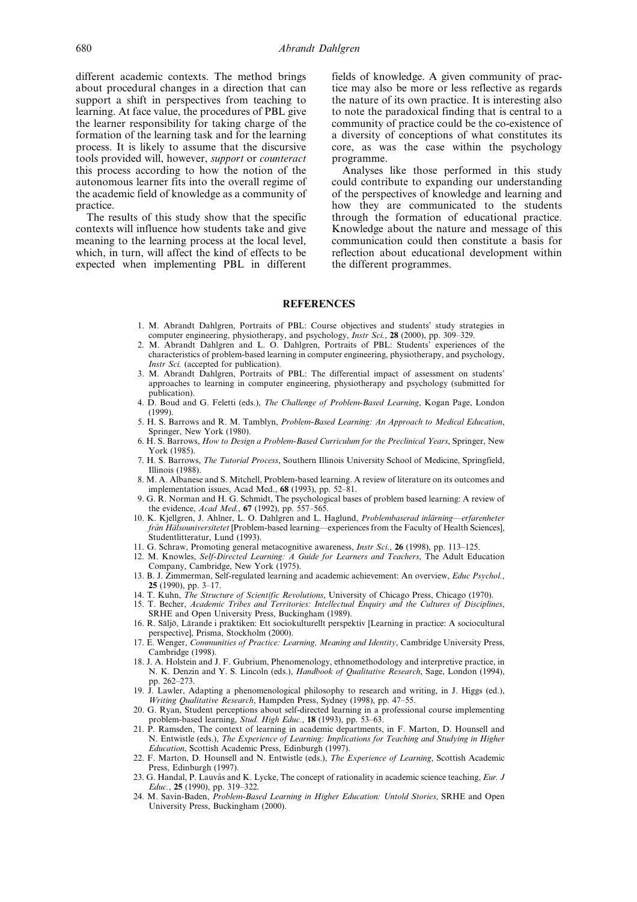different academic contexts. The method brings about procedural changes in a direction that can support a shift in perspectives from teaching to learning. At face value, the procedures of PBL give the learner responsibility for taking charge of the formation of the learning task and for the learning process. It is likely to assume that the discursive tools provided will, however, *support* or *counteract* this process according to how the notion of the autonomous learner fits into the overall regime of the academic field of knowledge as a community of practice.

The results of this study show that the specific contexts will influence how students take and give meaning to the learning process at the local level, which, in turn, will affect the kind of effects to be expected when implementing PBL in different fields of knowledge. A given community of practice may also be more or less reflective as regards the nature of its own practice. It is interesting also to note the paradoxical finding that is central to a community of practice could be the co-existence of a diversity of conceptions of what constitutes its core, as was the case within the psychology programme.

Analyses like those performed in this study could contribute to expanding our understanding of the perspectives of knowledge and learning and how they are communicated to the students through the formation of educational practice. Knowledge about the nature and message of this communication could then constitute a basis for reflection about educational development within the different programmes.

## REFERENCES

1. M. Abrandt Dahlgren, Portraits of PBL: Course objectives and students' study strategies in computer engineering, physiotherapy, and psychology, *Instr Sci.*, **28** (2000), pp. 309–329.
2. M. Abrandt Dahlgren and L. O. Dahlgren, Portraits of PBL: Students' experiences of the characteristics of problem-based learning in computer engineering, physiotherapy, and psychology, *Instr Sci.* (accepted for publication).
3. M. Abrandt Dahlgren, Portraits of PBL: The differential impact of assessment on students' approaches to learning in computer engineering, physiotherapy and psychology (submitted for publication).
4. D. Boud and G. Feletti (eds.), *The Challenge of Problem-Based Learning*, Kogan Page, London (1999).
5. H. S. Barrows and R. M. Tamblyn, *Problem-Based Learning: An Approach to Medical Education*, Springer, New York (1980).
6. H. S. Barrows, *How to Design a Problem-Based Curriculum for the Preclinical Years*, Springer, New York (1985).
7. H. S. Barrows, *The Tutorial Process*, Southern Illinois University School of Medicine, Springfield, Illinois (1988).
8. M. A. Albanese and S. Mitchell, Problem-based learning. A review of literature on its outcomes and implementation issues, Acad Med., **68** (1993), pp. 52–81.
9. G. R. Norman and H. G. Schmidt, The psychological bases of problem based learning: A review of the evidence, *Acad Med.*, **67** (1992), pp. 557–565.
10. K. Kjellgren, J. Ahlner, L. O. Dahlgren and L. Haglund, *Problembaserad inlärning—erfarenheter från Hälsouniversitetet* [Problem-based learning—experiences from the Faculty of Health Sciences], Studentlitteratur, Lund (1993).
11. G. Schraw, Promoting general metacognitive awareness, *Instr Sci.*, **26** (1998), pp. 113–125.
12. M. Knowles, *Self-Directed Learning: A Guide for Learners and Teachers*, The Adult Education Company, Cambridge, New York (1975).
13. B. J. Zimmerman, Self-regulated learning and academic achievement: An overview, *Educ Psychol.*, **25** (1990), pp. 3–17.
14. T. Kuhn, *The Structure of Scientific Revolutions*, University of Chicago Press, Chicago (1970).
15. T. Becher, *Academic Tribes and Territories: Intellectual Enquiry and the Cultures of Disciplines*, SRHE and Open University Press, Buckingham (1989).
16. R. Säljö, Lärande i praktiken: Ett sociokulturellt perspektiv [Learning in practice: A sociocultural perspective], Prisma, Stockholm (2000).
17. E. Wenger, *Communities of Practice: Learning, Meaning and Identity*, Cambridge University Press, Cambridge (1998).
18. J. A. Holstein and J. F. Gubrium, Phenomenology, ethnomethodology and interpretive practice, in N. K. Denzin and Y. S. Lincoln (eds.), *Handbook of Qualitative Research*, Sage, London (1994), pp. 262–273.
19. J. Lawler, Adapting a phenomenological philosophy to research and writing, in J. Higgs (ed.), *Writing Qualitative Research*, Hampden Press, Sydney (1998), pp. 47–55.
20. G. Ryan, Student perceptions about self-directed learning in a professional course implementing problem-based learning, *Stud. High Educ.*, **18** (1993), pp. 53–63.
21. P. Ramsden, The context of learning in academic departments, in F. Marton, D. Hounsell and N. Entwistle (eds.), *The Experience of Learning: Implications for Teaching and Studying in Higher Education*, Scottish Academic Press, Edinburgh (1997).
22. F. Marton, D. Hounsell and N. Entwistle (eds.), *The Experience of Learning*, Scottish Academic Press, Edinburgh (1997).
23. G. Handal, P. Lauvås and K. Lycke, The concept of rationality in academic science teaching, *Eur. J Educ.*, **25** (1990), pp. 319–322.
24. M. Savin-Baden, *Problem-Based Learning in Higher Education: Untold Stories*, SRHE and Open University Press, Buckingham (2000).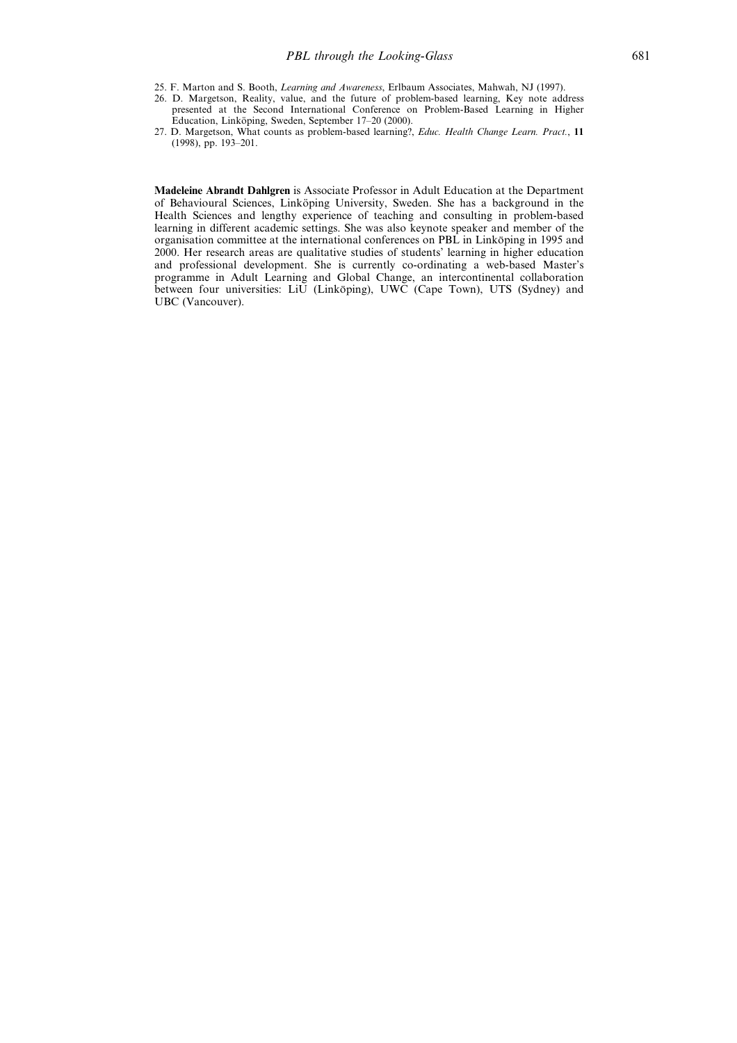25. F. Marton and S. Booth, *Learning and Awareness*, Erlbaum Associates, Mahwah, NJ (1997).
26. D. Margetson, Reality, value, and the future of problem-based learning, Key note address presented at the Second International Conference on Problem-Based Learning in Higher Education, Linköping, Sweden, September 17–20 (2000).
27. D. Margetson, What counts as problem-based learning?, *Educ. Health Change Learn. Pract.*, **11** (1998), pp. 193–201.

**Madeleine Abrandt Dahlgren** is Associate Professor in Adult Education at the Department of Behavioural Sciences, Linköping University, Sweden. She has a background in the Health Sciences and lengthy experience of teaching and consulting in problem-based learning in different academic settings. She was also keynote speaker and member of the organisation committee at the international conferences on PBL in Linköping in 1995 and 2000. Her research areas are qualitative studies of students' learning in higher education and professional development. She is currently co-ordinating a web-based Master's programme in Adult Learning and Global Change, an intercontinental collaboration between four universities: LiU (Linköping), UWC (Cape Town), UTS (Sydney) and UBC (Vancouver).